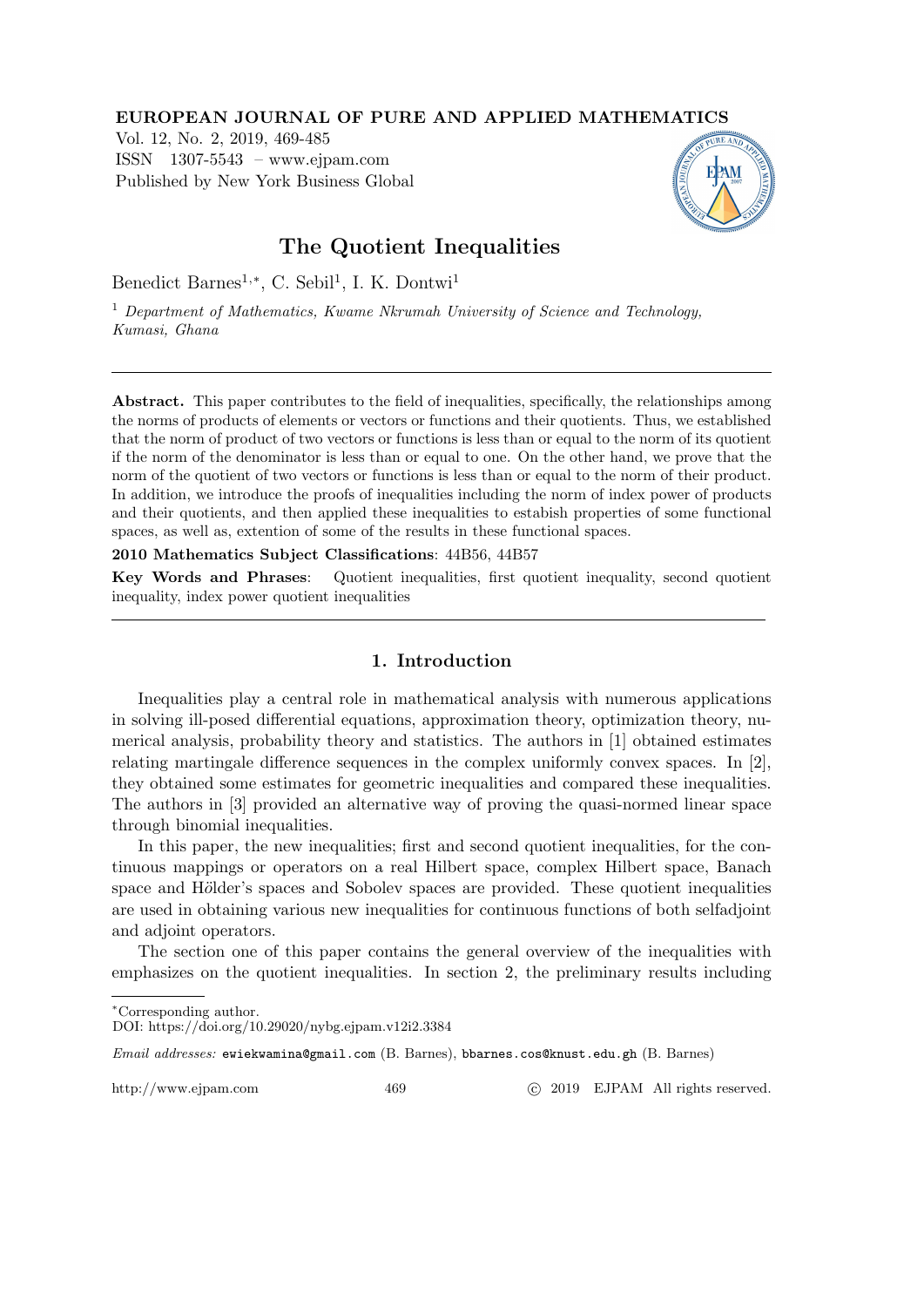# The Quotient Inequalities

Benedict Barnes[1,*], C. Sebil[1], I. K. Dontwi[1]

[1] *Department of Mathematics, Kwame Nkrumah University of Science and Technology, Kumasi, Ghana*

---

**Abstract.** This paper contributes to the field of inequalities, specifically, the relationships among the norms of products of elements or vectors or functions and their quotients. Thus, we established that the norm of product of two vectors or functions is less than or equal to the norm of its quotient if the norm of the denominator is less than or equal to one. On the other hand, we prove that the norm of the quotient of two vectors or functions is less than or equal to the norm of their product. In addition, we introduce the proofs of inequalities including the norm of index power of products and their quotients, and then applied these inequalities to estabish properties of some functional spaces, as well as, extention of some of the results in these functional spaces.

**2010 Mathematics Subject Classifications**: 44B56, 44B57

**Key Words and Phrases**: Quotient inequalities, first quotient inequality, second quotient inequality, index power quotient inequalities

---

## 1. Introduction

Inequalities play a central role in mathematical analysis with numerous applications in solving ill-posed differential equations, approximation theory, optimization theory, numerical analysis, probability theory and statistics. The authors in [1] obtained estimates relating martingale difference sequences in the complex uniformly convex spaces. In [2], they obtained some estimates for geometric inequalities and compared these inequalities. The authors in [3] provided an alternative way of proving the quasi-normed linear space through binomial inequalities.

In this paper, the new inequalities; first and second quotient inequalities, for the continuous mappings or operators on a real Hilbert space, complex Hilbert space, Banach space and Hölder's spaces and Sobolev spaces are provided. These quotient inequalities are used in obtaining various new inequalities for continuous functions of both selfadjoint and adjoint operators.

The section one of this paper contains the general overview of the inequalities with emphasizes on the quotient inequalities. In section 2, the preliminary results including

---

*Corresponding author.

DOI: https://doi.org/10.29020/nybg.ejpam.v12i2.3384

*Email addresses:* ewiekwamina@gmail.com (B. Barnes), bbarnes.cos@knust.edu.gh (B. Barnes)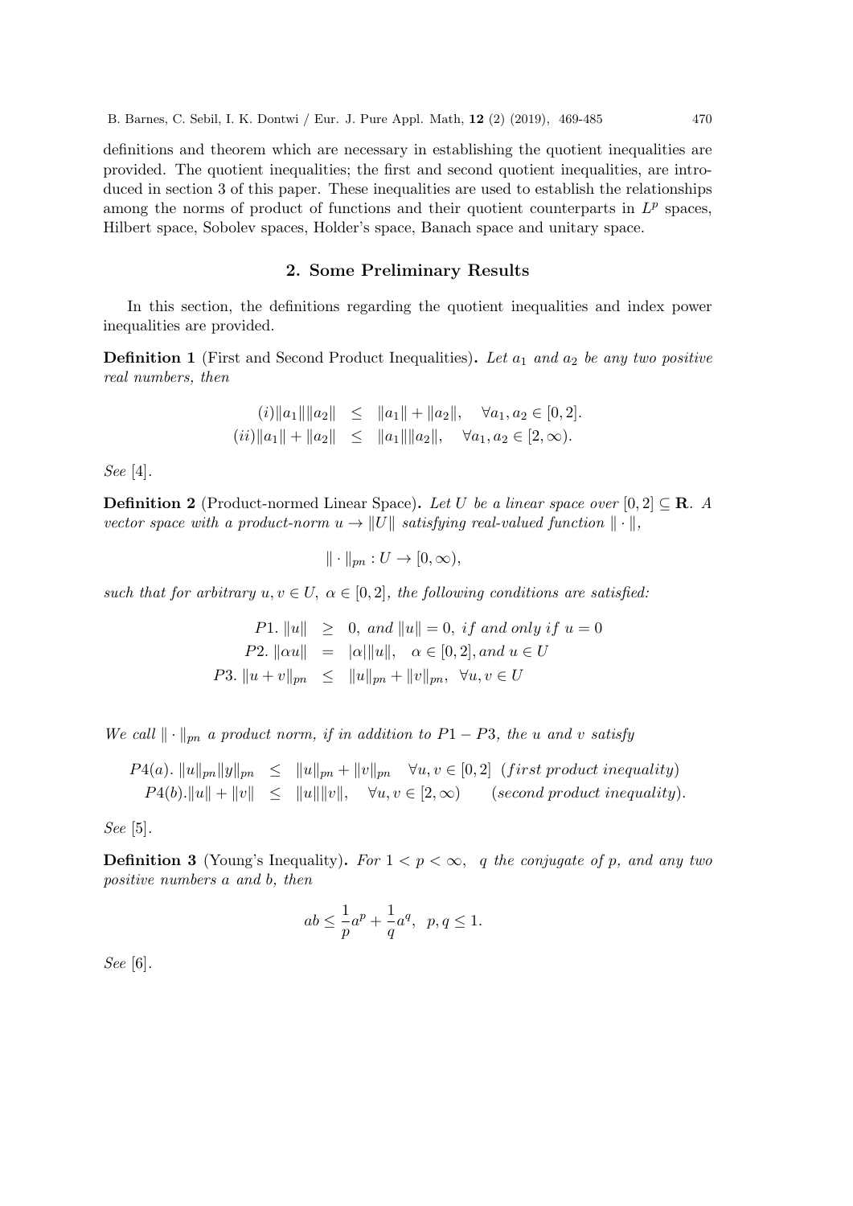definitions and theorem which are necessary in establishing the quotient inequalities are provided. The quotient inequalities; the first and second quotient inequalities, are introduced in section 3 of this paper. These inequalities are used to establish the relationships among the norms of product of functions and their quotient counterparts in $L^p$ spaces, Hilbert space, Sobolev spaces, Holder's space, Banach space and unitary space.

## 2. Some Preliminary Results

In this section, the definitions regarding the quotient inequalities and index power inequalities are provided.

**Definition 1** (First and Second Product Inequalities)**.** *Let $a_1$ and $a_2$ be any two positive real numbers, then*

$$
\begin{aligned}
(i)\|a_1\|\|a_2\| &\leq \|a_1\| + \|a_2\|, \quad \forall a_1, a_2 \in [0,2]. \\
(ii)\|a_1\| + \|a_2\| &\leq \|a_1\|\|a_2\|, \quad \forall a_1, a_2 \in [2, \infty).
\end{aligned}
$$

*See* [4].

**Definition 2** (Product-normed Linear Space)**.** *Let $U$ be a linear space over $[0,2] \subseteq \mathbf{R}$. A vector space with a product-norm $u \to \|U\|$ satisfying real-valued function $\| \cdot \|$,*

$$
\| \cdot \|_{pn} : U \to [0, \infty),
$$

*such that for arbitrary $u, v \in U$, $\alpha \in [0,2]$, the following conditions are satisfied:*

$$
\begin{aligned}
P1.\ \|u\| &\geq 0, \ and \ \|u\| = 0, \ if \ and \ only \ if \ u = 0 \\
P2.\ \|\alpha u\| &= |\alpha|\|u\|, \quad \alpha \in [0,2], and\ u \in U \\
P3.\ \|u + v\|_{pn} &\leq \|u\|_{pn} + \|v\|_{pn}, \ \ \forall u, v \in U
\end{aligned}
$$

*We call $\| \cdot \|_{pn}$ a product norm, if in addition to $P1 - P3$, the $u$ and $v$ satisfy*

$$
\begin{aligned}
P4(a).\ \|u\|_{pn}\|y\|_{pn} &\leq \|u\|_{pn} + \|v\|_{pn} \quad \forall u, v \in [0,2] \ \ (first\ product\ inequality) \\
P4(b).\|u\| + \|v\| &\leq \|u\|\|v\|, \quad \forall u, v \in [2, \infty) \qquad (second\ product\ inequality).
\end{aligned}
$$

*See* [5].

**Definition 3** (Young's Inequality)**.** *For $1 < p < \infty$, $q$ the conjugate of $p$, and any two positive numbers $a$ and $b$, then*

$$
ab \leq \frac{1}{p}a^p + \frac{1}{q}a^q, \ \ p, q \leq 1.
$$

*See* [6].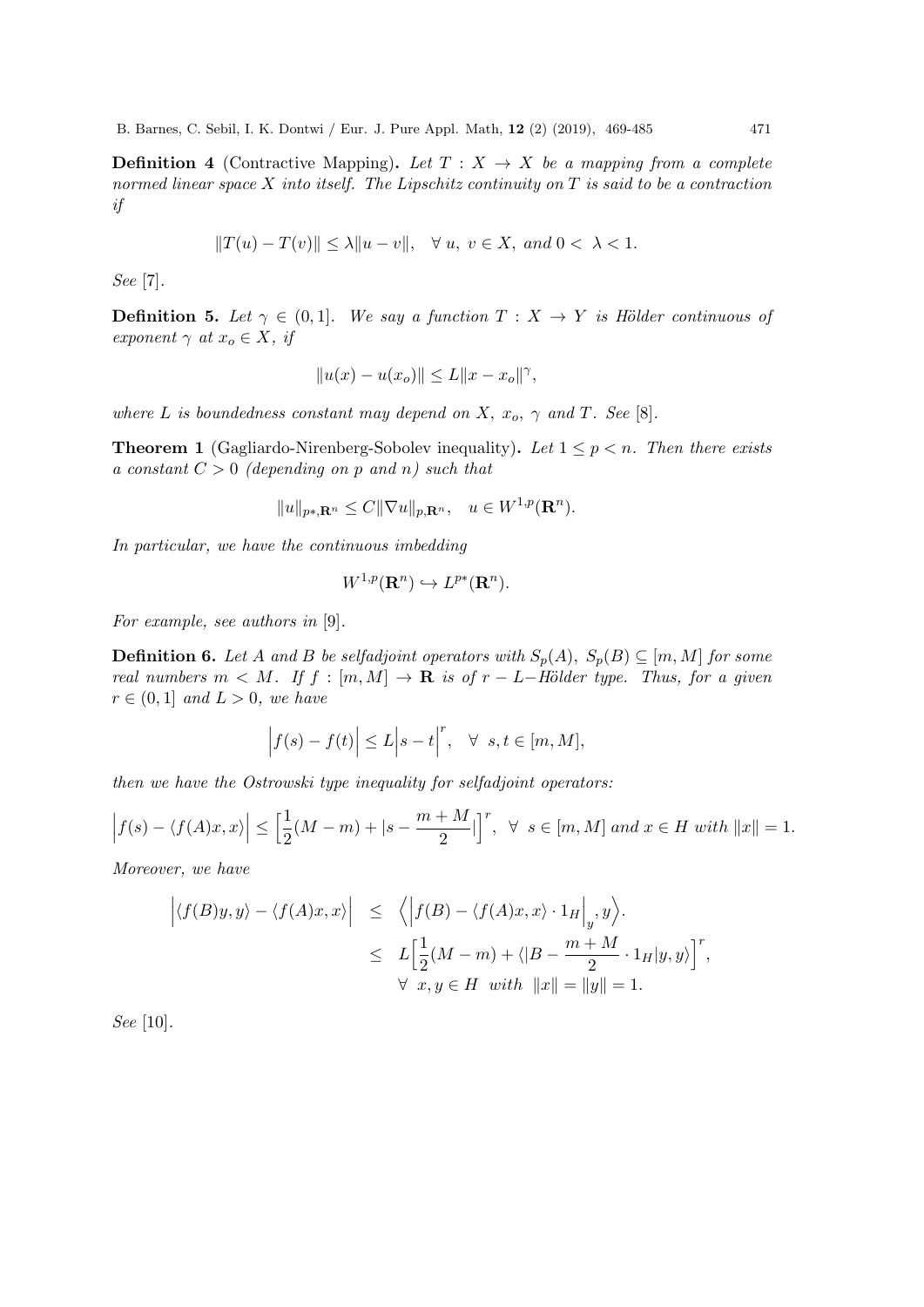**Definition 4** (Contractive Mapping)**.** *Let $T : X \to X$ be a mapping from a complete normed linear space $X$ into itself. The Lipschitz continuity on $T$ is said to be a contraction if*

$$\|T(u) - T(v)\| \leq \lambda \|u - v\|, \quad \forall \; u, \; v \in X, \; and \; 0 < \; \lambda < 1.$$

*See* [7].

**Definition 5.** *Let $\gamma \in (0, 1]$. We say a function $T : X \to Y$ is Hölder continuous of exponent $\gamma$ at $x_o \in X$, if*

$$\|u(x) - u(x_o)\| \leq L\|x - x_o\|^{\gamma},$$

*where $L$ is boundedness constant may depend on $X$, $x_o$, $\gamma$ and $T$. See* [8].

**Theorem 1** (Gagliardo-Nirenberg-Sobolev inequality)**.** *Let $1 \leq p < n$. Then there exists a constant $C > 0$ (depending on $p$ and $n$) such that*

$$\|u\|_{p*, \mathbf{R}^n} \leq C\|\nabla u\|_{p, \mathbf{R}^n}, \quad u \in W^{1,p}(\mathbf{R}^n).$$

*In particular, we have the continuous imbedding*

$$W^{1,p}(\mathbf{R}^n) \hookrightarrow L^{p*}(\mathbf{R}^n).$$

*For example, see authors in* [9].

**Definition 6.** *Let $A$ and $B$ be selfadjoint operators with $S_p(A)$, $S_p(B) \subseteq [m, M]$ for some real numbers $m < M$. If $f : [m, M] \to \mathbf{R}$ is of $r - L-$Hölder type. Thus, for a given $r \in (0, 1]$ and $L > 0$, we have*

$$\Big|f(s) - f(t)\Big| \leq L\Big|s - t\Big|^r, \quad \forall \;\; s, t \in [m, M],$$

*then we have the Ostrowski type inequality for selfadjoint operators:*

$$\Big|f(s) - \langle f(A)x, x\rangle\Big| \leq \Big[\frac{1}{2}(M - m) + |s - \frac{m + M}{2}|\Big]^r, \;\; \forall \;\; s \in [m, M] \; and \; x \in H \; with \; \|x\| = 1.$$

*Moreover, we have*

$$\begin{aligned}
\Big|\langle f(B)y, y\rangle - \langle f(A)x, x\rangle\Big| &\leq \Big\langle \Big|f(B) - \langle f(A)x, x\rangle \cdot 1_H\Big|_y, y\Big\rangle. \\
&\leq L\Big[\frac{1}{2}(M - m) + \langle |B - \frac{m + M}{2} \cdot 1_H|y, y\rangle\Big]^r, \\
&\quad \forall \;\; x, y \in H \;\; with \;\; \|x\| = \|y\| = 1.
\end{aligned}$$

*See* [10].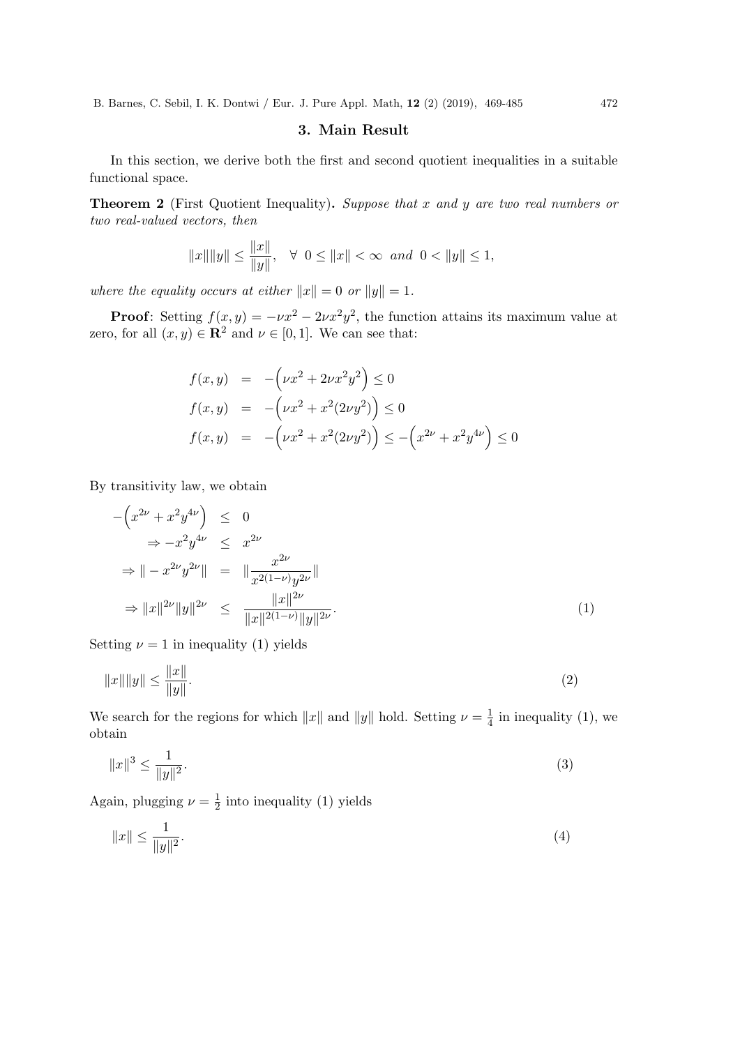## 3. Main Result

In this section, we derive both the first and second quotient inequalities in a suitable functional space.

**Theorem 2** (First Quotient Inequality)**.** *Suppose that $x$ and $y$ are two real numbers or two real-valued vectors, then*

$$\|x\|\|y\| \leq \frac{\|x\|}{\|y\|}, \quad \forall \;\; 0 \leq \|x\| < \infty \;\; and \;\; 0 < \|y\| \leq 1,$$

*where the equality occurs at either $\|x\| = 0$ or $\|y\| = 1$.*

**Proof**: Setting $f(x, y) = -\nu x^2 - 2\nu x^2 y^2$, the function attains its maximum value at zero, for all $(x, y) \in \mathbf{R}^2$ and $\nu \in [0, 1]$. We can see that:

$$\begin{aligned}
f(x, y) &= -\Big(\nu x^2 + 2\nu x^2 y^2\Big) \leq 0 \\
f(x, y) &= -\Big(\nu x^2 + x^2(2\nu y^2)\Big) \leq 0 \\
f(x, y) &= -\Big(\nu x^2 + x^2(2\nu y^2)\Big) \leq -\Big(x^{2\nu} + x^2 y^{4\nu}\Big) \leq 0
\end{aligned}$$

By transitivity law, we obtain

$$\begin{aligned}
-\Big(x^{2\nu} + x^2 y^{4\nu}\Big) &\leq 0 \\
\Rightarrow -x^2 y^{4\nu} &\leq x^{2\nu} \\
\Rightarrow \| - x^{2\nu} y^{2\nu}\| &= \|\frac{x^{2\nu}}{x^{2(1-\nu)} y^{2\nu}}\| \\
\Rightarrow \|x\|^{2\nu}\|y\|^{2\nu} &\leq \frac{\|x\|^{2\nu}}{\|x\|^{2(1-\nu)}\|y\|^{2\nu}}. \qquad (1)
\end{aligned}$$

Setting $\nu = 1$ in inequality (1) yields

$$\|x\|\|y\| \leq \frac{\|x\|}{\|y\|}. \qquad (2)$$

We search for the regions for which $\|x\|$ and $\|y\|$ hold. Setting $\nu = \frac{1}{4}$ in inequality (1), we obtain

$$\|x\|^3 \leq \frac{1}{\|y\|^2}. \qquad (3)$$

Again, plugging $\nu = \frac{1}{2}$ into inequality (1) yields

$$\|x\| \leq \frac{1}{\|y\|^2}. \qquad (4)$$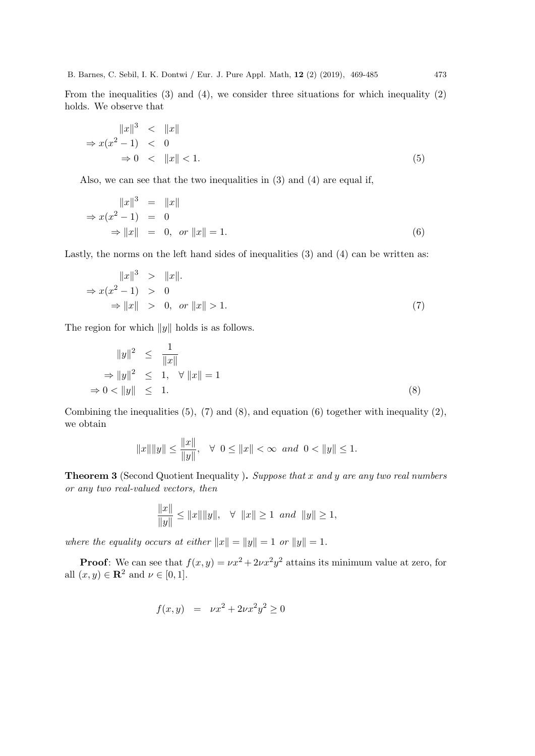From the inequalities (3) and (4), we consider three situations for which inequality (2) holds. We observe that

$$
\begin{aligned}
\|x\|^3 &< \|x\| \\
\Rightarrow x(x^2-1) &< 0 \\
\Rightarrow 0 &< \|x\| < 1.
\end{aligned} \tag{5}
$$

Also, we can see that the two inequalities in (3) and (4) are equal if,

$$
\begin{aligned}
\|x\|^3 &= \|x\| \\
\Rightarrow x(x^2-1) &= 0 \\
\Rightarrow \|x\| &= 0, \ \textit{or} \ \|x\| = 1.
\end{aligned} \tag{6}
$$

Lastly, the norms on the left hand sides of inequalities (3) and (4) can be written as:

$$
\begin{aligned}
\|x\|^3 &> \|x\|. \\
\Rightarrow x(x^2-1) &> 0 \\
\Rightarrow \|x\| &> 0, \ \textit{or} \ \|x\| > 1.
\end{aligned} \tag{7}
$$

The region for which $\|y\|$ holds is as follows.

$$
\begin{aligned}
\|y\|^2 &\leq \frac{1}{\|x\|} \\
\Rightarrow \|y\|^2 &\leq 1, \quad \forall \ \|x\| = 1 \\
\Rightarrow 0 < \|y\| &\leq 1.
\end{aligned} \tag{8}
$$

Combining the inequalities (5), (7) and (8), and equation (6) together with inequality (2), we obtain

$$
\|x\|\|y\| \leq \frac{\|x\|}{\|y\|}, \quad \forall \ 0 \leq \|x\| < \infty \ \textit{and} \ 0 < \|y\| \leq 1.
$$

**Theorem 3** (Second Quotient Inequality ). *Suppose that $x$ and $y$ are any two real numbers or any two real-valued vectors, then*

$$
\frac{\|x\|}{\|y\|} \leq \|x\|\|y\|, \quad \forall \ \|x\| \geq 1 \ \textit{and} \ \|y\| \geq 1,
$$

*where the equality occurs at either $\|x\| = \|y\| = 1$ or $\|y\| = 1$.*

**Proof**: We can see that $f(x,y) = \nu x^2 + 2\nu x^2 y^2$ attains its minimum value at zero, for all $(x,y) \in \mathbf{R}^2$ and $\nu \in [0,1]$.

$$
f(x,y) = \nu x^2 + 2\nu x^2 y^2 \geq 0
$$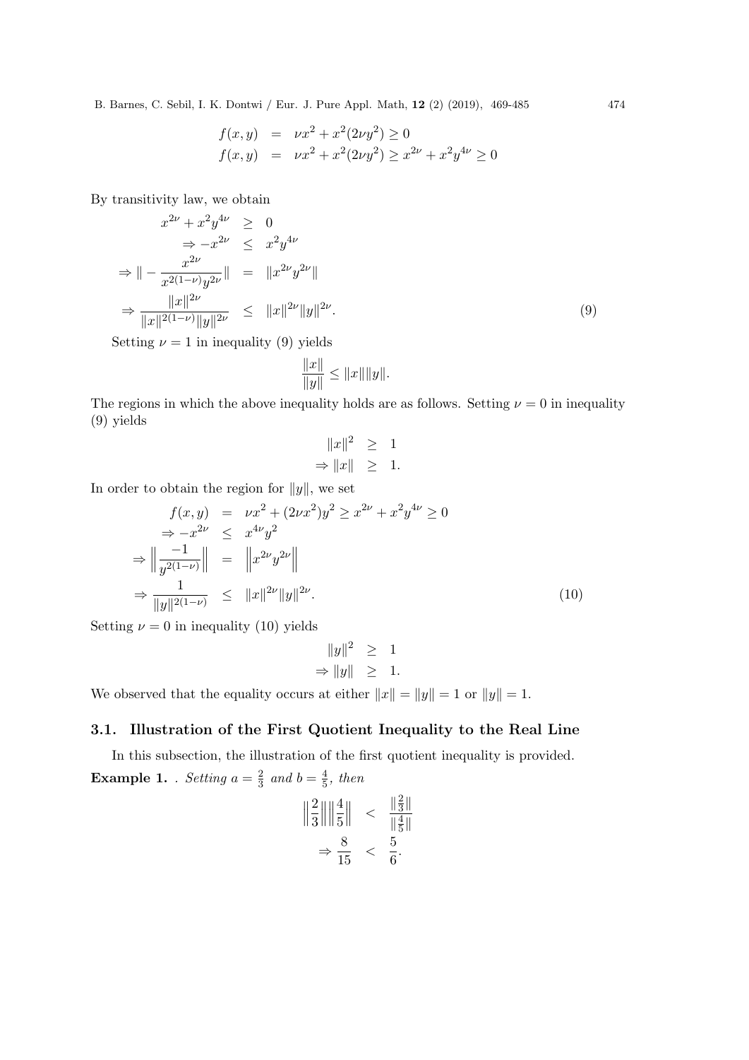$$
\begin{aligned}
f(x,y) &= \nu x^2 + x^2(2\nu y^2) \geq 0 \\
f(x,y) &= \nu x^2 + x^2(2\nu y^2) \geq x^{2\nu} + x^2 y^{4\nu} \geq 0
\end{aligned}
$$

By transitivity law, we obtain

$$
\begin{aligned}
x^{2\nu} + x^2 y^{4\nu} &\geq 0 \\
\Rightarrow -x^{2\nu} &\leq x^2 y^{4\nu} \\
\Rightarrow \| - \frac{x^{2\nu}}{x^{2(1-\nu)} y^{2\nu}} \| &= \| x^{2\nu} y^{2\nu} \| \\
\Rightarrow \frac{\|x\|^{2\nu}}{\|x\|^{2(1-\nu)} \|y\|^{2\nu}} &\leq \|x\|^{2\nu} \|y\|^{2\nu}. \qquad (9)
\end{aligned}
$$

Setting $\nu = 1$ in inequality (9) yields

$$
\frac{\|x\|}{\|y\|} \leq \|x\| \|y\|.
$$

The regions in which the above inequality holds are as follows. Setting $\nu = 0$ in inequality (9) yields

$$
\begin{aligned}
\|x\|^2 &\geq 1 \\
\Rightarrow \|x\| &\geq 1.
\end{aligned}
$$

In order to obtain the region for $\|y\|$, we set

$$
\begin{aligned}
f(x,y) &= \nu x^2 + (2\nu x^2) y^2 \geq x^{2\nu} + x^2 y^{4\nu} \geq 0 \\
\Rightarrow -x^{2\nu} &\leq x^{4\nu} y^2 \\
\Rightarrow \left\| \frac{-1}{y^{2(1-\nu)}} \right\| &= \left\| x^{2\nu} y^{2\nu} \right\| \\
\Rightarrow \frac{1}{\|y\|^{2(1-\nu)}} &\leq \|x\|^{2\nu} \|y\|^{2\nu}. \qquad (10)
\end{aligned}
$$

Setting $\nu = 0$ in inequality (10) yields

$$
\begin{aligned}
\|y\|^2 &\geq 1 \\
\Rightarrow \|y\| &\geq 1.
\end{aligned}
$$

We observed that the equality occurs at either $\|x\| = \|y\| = 1$ or $\|y\| = 1$.

### 3.1. Illustration of the First Quotient Inequality to the Real Line

In this subsection, the illustration of the first quotient inequality is provided.

**Example 1.** . *Setting* $a = \frac{2}{3}$ *and* $b = \frac{4}{5}$, *then*

$$
\begin{aligned}
\left\| \frac{2}{3} \right\| \left\| \frac{4}{5} \right\| &< \frac{\|\frac{2}{3}\|}{\|\frac{4}{5}\|} \\
\Rightarrow \frac{8}{15} &< \frac{5}{6}.
\end{aligned}
$$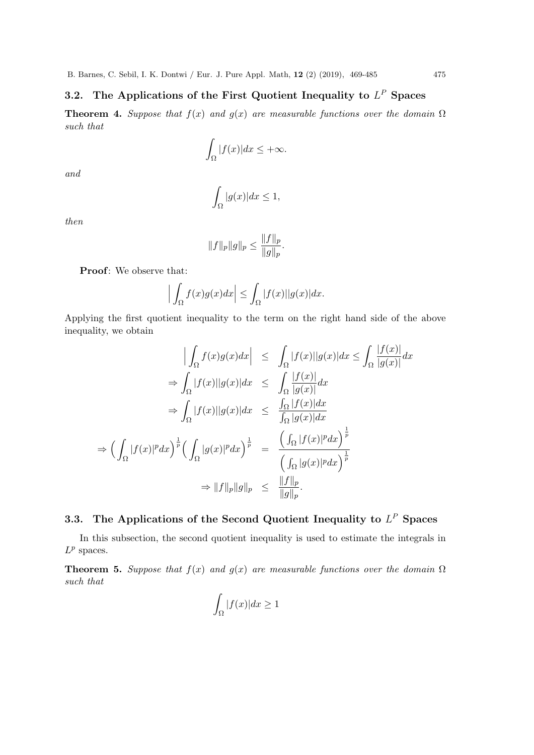### 3.2. The Applications of the First Quotient Inequality to $L^P$ Spaces

**Theorem 4.** *Suppose that $f(x)$ and $g(x)$ are measurable functions over the domain $\Omega$ such that*

$$\int_{\Omega} |f(x)|dx \leq +\infty.$$

*and*

$$\int_{\Omega} |g(x)|dx \leq 1,$$

*then*

$$\|f\|_p \|g\|_p \leq \frac{\|f\|_p}{\|g\|_p}.$$

**Proof**: We observe that:

$$\Big| \int_{\Omega} f(x)g(x)dx \Big| \leq \int_{\Omega} |f(x)||g(x)|dx.$$

Applying the first quotient inequality to the term on the right hand side of the above inequality, we obtain

$$\begin{aligned}
\Big| \int_{\Omega} f(x)g(x)dx \Big| &\leq \int_{\Omega} |f(x)||g(x)|dx \leq \int_{\Omega} \frac{|f(x)|}{|g(x)|}dx \\
\Rightarrow \int_{\Omega} |f(x)||g(x)|dx &\leq \int_{\Omega} \frac{|f(x)|}{|g(x)|}dx \\
\Rightarrow \int_{\Omega} |f(x)||g(x)|dx &\leq \frac{\int_{\Omega} |f(x)|dx}{\int_{\Omega} |g(x)|dx} \\
\Rightarrow \Big( \int_{\Omega} |f(x)|^p dx \Big)^{\frac{1}{p}} \Big( \int_{\Omega} |g(x)|^p dx \Big)^{\frac{1}{p}} &= \frac{\Big( \int_{\Omega} |f(x)|^p dx \Big)^{\frac{1}{p}}}{\Big( \int_{\Omega} |g(x)|^p dx \Big)^{\frac{1}{p}}} \\
\Rightarrow \|f\|_p \|g\|_p &\leq \frac{\|f\|_p}{\|g\|_p}.
\end{aligned}$$

### 3.3. The Applications of the Second Quotient Inequality to $L^P$ Spaces

In this subsection, the second quotient inequality is used to estimate the integrals in $L^p$ spaces.

**Theorem 5.** *Suppose that $f(x)$ and $g(x)$ are measurable functions over the domain $\Omega$ such that*

$$\int_{\Omega} |f(x)|dx \geq 1$$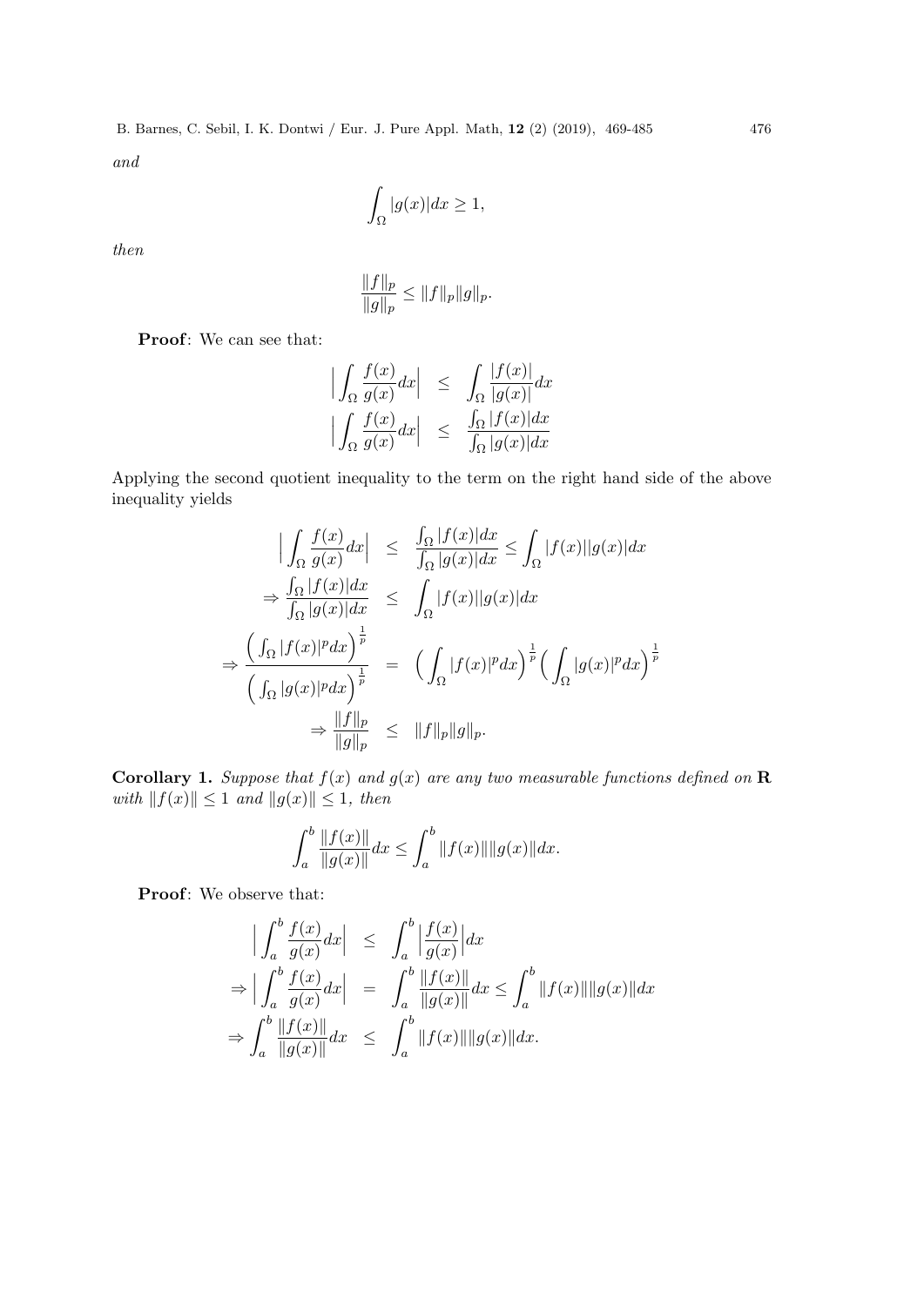*and*

$$\int_\Omega |g(x)|dx \geq 1,$$

*then*

$$\frac{\|f\|_p}{\|g\|_p} \leq \|f\|_p \|g\|_p.$$

**Proof**: We can see that:

$$\begin{aligned}
\Big|\int_\Omega \frac{f(x)}{g(x)}dx\Big| &\leq \int_\Omega \frac{|f(x)|}{|g(x)|}dx \\
\Big|\int_\Omega \frac{f(x)}{g(x)}dx\Big| &\leq \frac{\int_\Omega |f(x)|dx}{\int_\Omega |g(x)|dx}
\end{aligned}$$

Applying the second quotient inequality to the term on the right hand side of the above inequality yields

$$\begin{aligned}
\Big|\int_\Omega \frac{f(x)}{g(x)}dx\Big| &\leq \frac{\int_\Omega |f(x)|dx}{\int_\Omega |g(x)|dx} \leq \int_\Omega |f(x)||g(x)|dx \\
\Rightarrow \frac{\int_\Omega |f(x)|dx}{\int_\Omega |g(x)|dx} &\leq \int_\Omega |f(x)||g(x)|dx \\
\Rightarrow \frac{\Big(\int_\Omega |f(x)|^p dx\Big)^{\frac{1}{p}}}{\Big(\int_\Omega |g(x)|^p dx\Big)^{\frac{1}{p}}} &= \Big(\int_\Omega |f(x)|^p dx\Big)^{\frac{1}{p}}\Big(\int_\Omega |g(x)|^p dx\Big)^{\frac{1}{p}} \\
\Rightarrow \frac{\|f\|_p}{\|g\|_p} &\leq \|f\|_p \|g\|_p.
\end{aligned}$$

**Corollary 1.** *Suppose that $f(x)$ and $g(x)$ are any two measurable functions defined on $\mathbf{R}$ with $\|f(x)\| \leq 1$ and $\|g(x)\| \leq 1$, then*

$$\int_a^b \frac{\|f(x)\|}{\|g(x)\|}dx \leq \int_a^b \|f(x)\|\|g(x)\|dx.$$

**Proof**: We observe that:

$$\begin{aligned}
\Big|\int_a^b \frac{f(x)}{g(x)}dx\Big| &\leq \int_a^b \Big|\frac{f(x)}{g(x)}\Big|dx \\
\Rightarrow \Big|\int_a^b \frac{f(x)}{g(x)}dx\Big| &= \int_a^b \frac{\|f(x)\|}{\|g(x)\|}dx \leq \int_a^b \|f(x)\|\|g(x)\|dx \\
\Rightarrow \int_a^b \frac{\|f(x)\|}{\|g(x)\|}dx &\leq \int_a^b \|f(x)\|\|g(x)\|dx.
\end{aligned}$$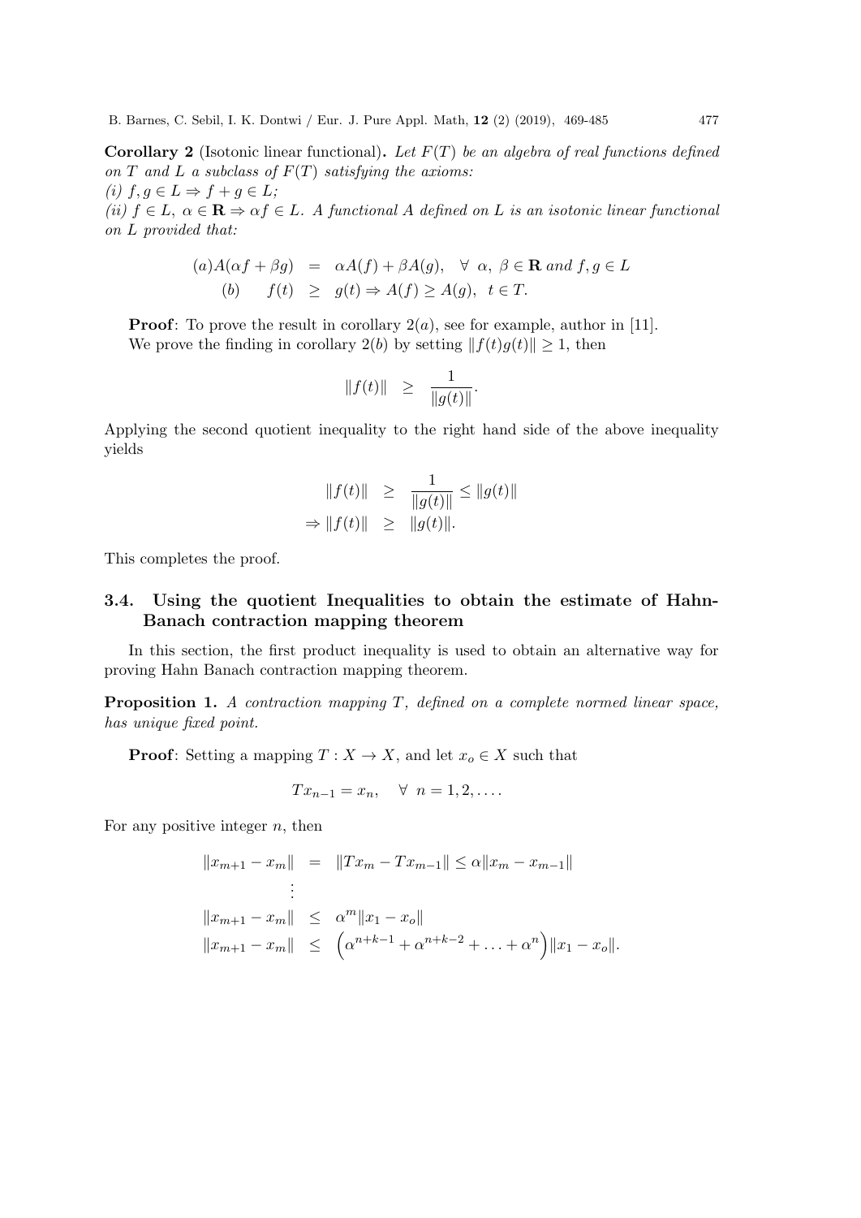**Corollary 2** (Isotonic linear functional)**.** *Let $F(T)$ be an algebra of real functions defined on $T$ and $L$ a subclass of $F(T)$ satisfying the axioms:*
*(i) $f, g \in L \Rightarrow f + g \in L$;*
*(ii) $f \in L,\ \alpha \in \mathbf{R} \Rightarrow \alpha f \in L$. A functional $A$ defined on $L$ is an isotonic linear functional on $L$ provided that:*

$$
\begin{aligned}
(a) A(\alpha f + \beta g) &= \alpha A(f) + \beta A(g), \quad \forall\ \alpha,\ \beta \in \mathbf{R} \text{ and } f, g \in L \\
(b) \qquad f(t) &\geq g(t) \Rightarrow A(f) \geq A(g), \quad t \in T.
\end{aligned}
$$

**Proof**: To prove the result in corollary $2(a)$, see for example, author in [11].
We prove the finding in corollary $2(b)$ by setting $\|f(t)g(t)\| \geq 1$, then

$$
\|f(t)\| \quad \geq \quad \frac{1}{\|g(t)\|}.
$$

Applying the second quotient inequality to the right hand side of the above inequality yields

$$
\begin{aligned}
\|f(t)\| &\geq \frac{1}{\|g(t)\|} \leq \|g(t)\| \\
\Rightarrow \|f(t)\| &\geq \|g(t)\|.
\end{aligned}
$$

This completes the proof.

### 3.4. Using the quotient Inequalities to obtain the estimate of Hahn-Banach contraction mapping theorem

In this section, the first product inequality is used to obtain an alternative way for proving Hahn Banach contraction mapping theorem.

**Proposition 1.** *A contraction mapping $T$, defined on a complete normed linear space, has unique fixed point.*

**Proof**: Setting a mapping $T : X \to X$, and let $x_o \in X$ such that

$$
Tx_{n-1} = x_n, \quad \forall\ n = 1, 2, \ldots.
$$

For any positive integer $n$, then

$$
\begin{aligned}
\|x_{m+1} - x_m\| &= \|Tx_m - Tx_{m-1}\| \leq \alpha \|x_m - x_{m-1}\| \\
&\ \vdots \\
\|x_{m+1} - x_m\| &\leq \alpha^m \|x_1 - x_o\| \\
\|x_{m+1} - x_m\| &\leq \left(\alpha^{n+k-1} + \alpha^{n+k-2} + \ldots + \alpha^n\right) \|x_1 - x_o\|.
\end{aligned}
$$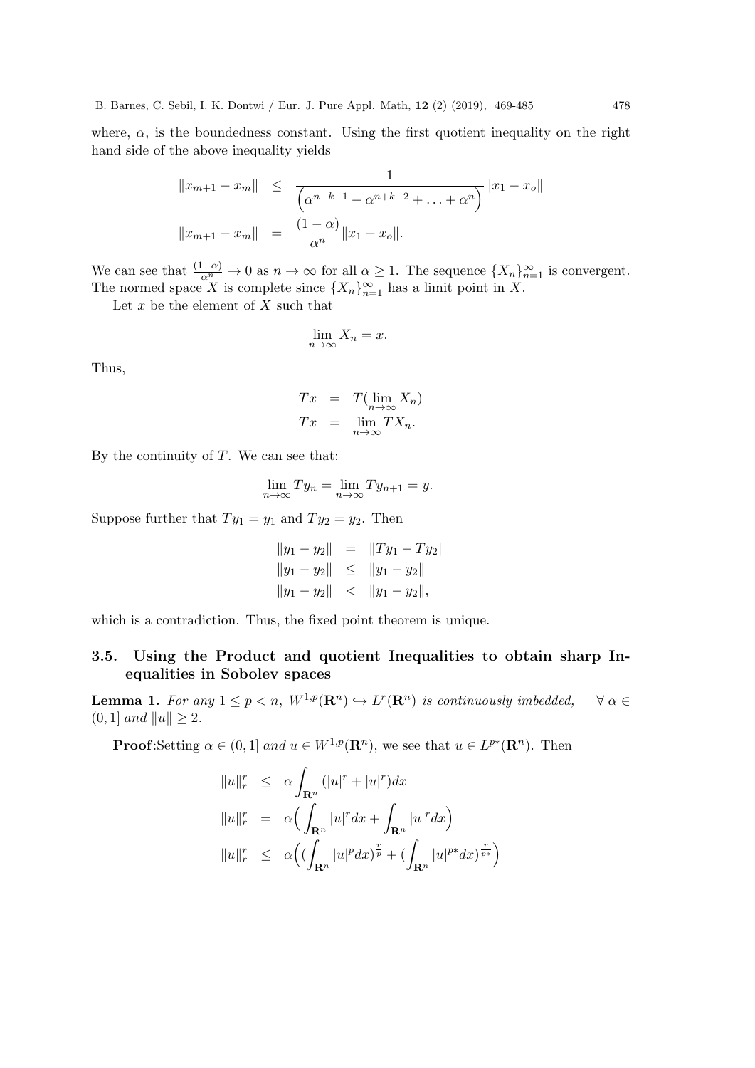where, $\alpha$, is the boundedness constant. Using the first quotient inequality on the right hand side of the above inequality yields

$$\begin{aligned}
\|x_{m+1} - x_m\| &\leq \frac{1}{\left(\alpha^{n+k-1} + \alpha^{n+k-2} + \ldots + \alpha^n\right)} \|x_1 - x_o\| \\
\|x_{m+1} - x_m\| &= \frac{(1-\alpha)}{\alpha^n} \|x_1 - x_o\|.
\end{aligned}$$

We can see that $\frac{(1-\alpha)}{\alpha^n} \to 0$ as $n \to \infty$ for all $\alpha \geq 1$. The sequence $\{X_n\}_{n=1}^{\infty}$ is convergent. The normed space $X$ is complete since $\{X_n\}_{n=1}^{\infty}$ has a limit point in $X$.

Let $x$ be the element of $X$ such that

$$\lim_{n\to\infty} X_n = x.$$

Thus,

$$\begin{aligned}
Tx &= T(\lim_{n\to\infty} X_n) \\
Tx &= \lim_{n\to\infty} TX_n.
\end{aligned}$$

By the continuity of $T$. We can see that:

$$\lim_{n\to\infty} Ty_n = \lim_{n\to\infty} Ty_{n+1} = y.$$

Suppose further that $Ty_1 = y_1$ and $Ty_2 = y_2$. Then

$$\begin{aligned}
\|y_1 - y_2\| &= \|Ty_1 - Ty_2\| \\
\|y_1 - y_2\| &\leq \|y_1 - y_2\| \\
\|y_1 - y_2\| &< \|y_1 - y_2\|,
\end{aligned}$$

which is a contradiction. Thus, the fixed point theorem is unique.

### 3.5. Using the Product and quotient Inequalities to obtain sharp Inequalities in Sobolev spaces

**Lemma 1.** *For any $1 \leq p < n$, $W^{1,p}(\mathbf{R}^n) \hookrightarrow L^r(\mathbf{R}^n)$ is continuously imbedded,* $\quad \forall\, \alpha \in (0,1]$ *and* $\|u\| \geq 2$.

**Proof**:Setting $\alpha \in (0,1]$ *and* $u \in W^{1,p}(\mathbf{R}^n)$, we see that $u \in L^{p*}(\mathbf{R}^n)$. Then

$$\begin{aligned}
\|u\|_r^r &\leq \alpha \int_{\mathbf{R}^n} (|u|^r + |u|^r) dx \\
\|u\|_r^r &= \alpha\Big( \int_{\mathbf{R}^n} |u|^r dx + \int_{\mathbf{R}^n} |u|^r dx \Big) \\
\|u\|_r^r &\leq \alpha\Big( (\int_{\mathbf{R}^n} |u|^p dx)^{\frac{r}{p}} + (\int_{\mathbf{R}^n} |u|^{p*} dx)^{\frac{r}{p*}} \Big)
\end{aligned}$$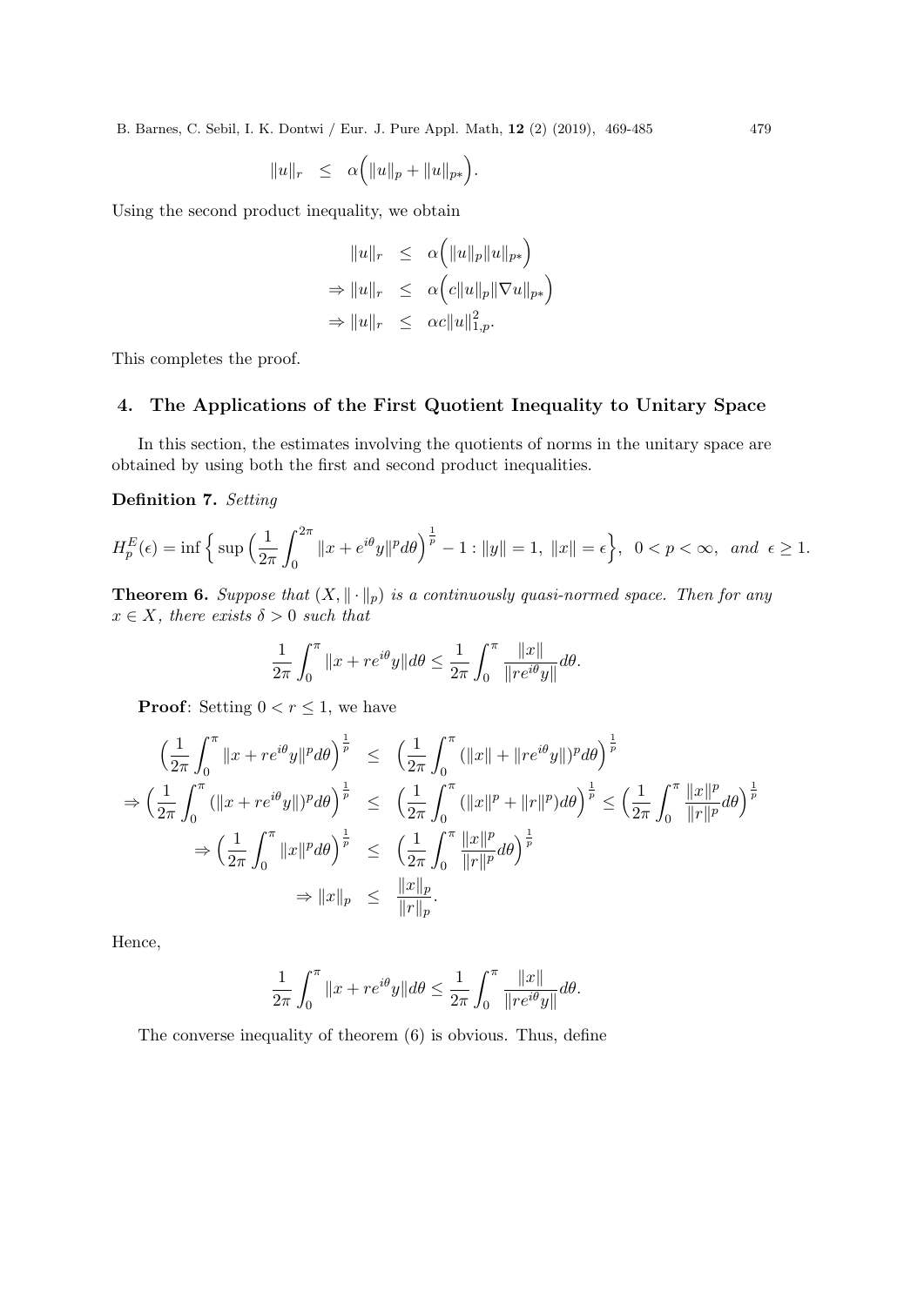$$\|u\|_r \quad \leq \quad \alpha\Big(\|u\|_p + \|u\|_{p*}\Big).$$

Using the second product inequality, we obtain

$$\begin{aligned}
\|u\|_r &\leq \alpha\Big(\|u\|_p\|u\|_{p*}\Big) \\
\Rightarrow \|u\|_r &\leq \alpha\Big(c\|u\|_p\|\nabla u\|_{p*}\Big) \\
\Rightarrow \|u\|_r &\leq \alpha c\|u\|_{1,p}^2.
\end{aligned}$$

This completes the proof.

## 4. The Applications of the First Quotient Inequality to Unitary Space

In this section, the estimates involving the quotients of norms in the unitary space are obtained by using both the first and second product inequalities.

**Definition 7.** *Setting*

$$H_p^E(\epsilon) = \inf\Big\{\sup\Big(\frac{1}{2\pi}\int_0^{2\pi}\|x + e^{i\theta}y\|^p d\theta\Big)^{\frac{1}{p}} - 1 : \|y\| = 1,\ \|x\| = \epsilon\Big\},\ \ 0 < p < \infty,\ \ and\ \ \epsilon \geq 1.$$

**Theorem 6.** *Suppose that $(X, \|\cdot\|_p)$ is a continuously quasi-normed space. Then for any $x \in X$, there exists $\delta > 0$ such that*

$$\frac{1}{2\pi}\int_0^{\pi}\|x + re^{i\theta}y\|d\theta \leq \frac{1}{2\pi}\int_0^{\pi}\frac{\|x\|}{\|re^{i\theta}y\|}d\theta.$$

**Proof**: Setting $0 < r \leq 1$, we have

$$\begin{aligned}
\Big(\frac{1}{2\pi}\int_0^{\pi}\|x + re^{i\theta}y\|^p d\theta\Big)^{\frac{1}{p}} &\leq \Big(\frac{1}{2\pi}\int_0^{\pi}(\|x\| + \|re^{i\theta}y\|)^p d\theta\Big)^{\frac{1}{p}} \\
\Rightarrow \Big(\frac{1}{2\pi}\int_0^{\pi}(\|x + re^{i\theta}y\|)^p d\theta\Big)^{\frac{1}{p}} &\leq \Big(\frac{1}{2\pi}\int_0^{\pi}(\|x\|^p + \|r\|^p)d\theta\Big)^{\frac{1}{p}} \leq \Big(\frac{1}{2\pi}\int_0^{\pi}\frac{\|x\|^p}{\|r\|^p}d\theta\Big)^{\frac{1}{p}} \\
\Rightarrow \Big(\frac{1}{2\pi}\int_0^{\pi}\|x\|^p d\theta\Big)^{\frac{1}{p}} &\leq \Big(\frac{1}{2\pi}\int_0^{\pi}\frac{\|x\|^p}{\|r\|^p}d\theta\Big)^{\frac{1}{p}} \\
\Rightarrow \|x\|_p &\leq \frac{\|x\|_p}{\|r\|_p}.
\end{aligned}$$

Hence,

$$\frac{1}{2\pi}\int_0^{\pi}\|x + re^{i\theta}y\|d\theta \leq \frac{1}{2\pi}\int_0^{\pi}\frac{\|x\|}{\|re^{i\theta}y\|}d\theta.$$

The converse inequality of theorem (6) is obvious. Thus, define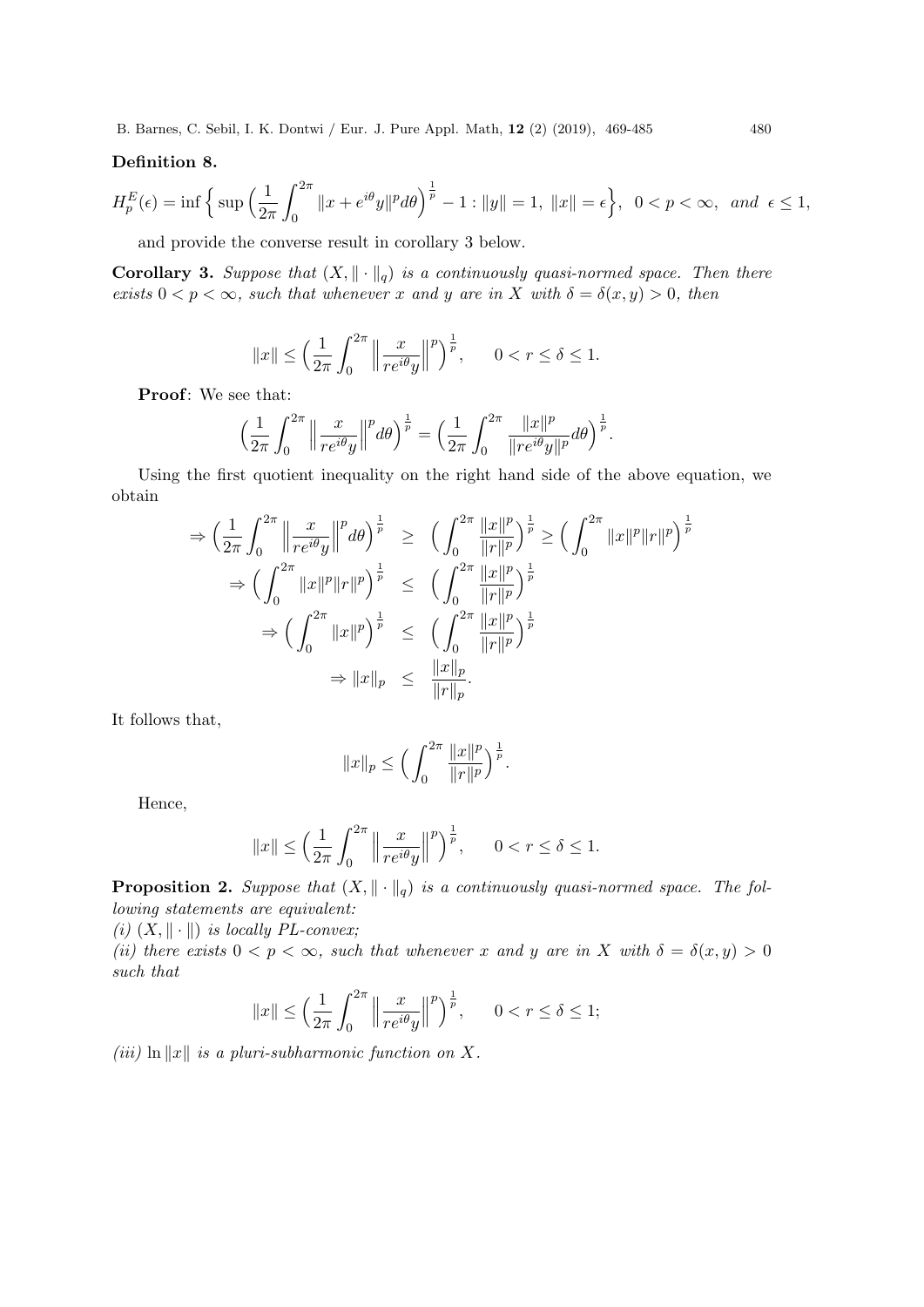**Definition 8.**

$$H_p^E(\epsilon) = \inf\Big\{ \sup\Big(\frac{1}{2\pi}\int_0^{2\pi} \|x + e^{i\theta}y\|^p d\theta\Big)^{\frac{1}{p}} - 1 : \|y\| = 1,\ \|x\| = \epsilon\Big\},\ \ 0 < p < \infty,\ \ and\ \ \epsilon \leq 1,$$

and provide the converse result in corollary 3 below.

**Corollary 3.** *Suppose that $(X, \|\cdot\|_q)$ is a continuously quasi-normed space. Then there exists $0 < p < \infty$, such that whenever $x$ and $y$ are in $X$ with $\delta = \delta(x, y) > 0$, then*

$$\|x\| \leq \Big(\frac{1}{2\pi}\int_0^{2\pi} \Big\|\frac{x}{re^{i\theta}y}\Big\|^p\Big)^{\frac{1}{p}}, \qquad 0 < r \leq \delta \leq 1.$$

**Proof**: We see that:

$$\Big(\frac{1}{2\pi}\int_0^{2\pi} \Big\|\frac{x}{re^{i\theta}y}\Big\|^p d\theta\Big)^{\frac{1}{p}} = \Big(\frac{1}{2\pi}\int_0^{2\pi} \frac{\|x\|^p}{\|re^{i\theta}y\|^p} d\theta\Big)^{\frac{1}{p}}.$$

Using the first quotient inequality on the right hand side of the above equation, we obtain

$$\begin{aligned}
\Rightarrow \Big(\frac{1}{2\pi}\int_0^{2\pi} \Big\|\frac{x}{re^{i\theta}y}\Big\|^p d\theta\Big)^{\frac{1}{p}} &\geq \Big(\int_0^{2\pi} \frac{\|x\|^p}{\|r\|^p}\Big)^{\frac{1}{p}} \geq \Big(\int_0^{2\pi} \|x\|^p \|r\|^p\Big)^{\frac{1}{p}} \\
\Rightarrow \Big(\int_0^{2\pi} \|x\|^p \|r\|^p\Big)^{\frac{1}{p}} &\leq \Big(\int_0^{2\pi} \frac{\|x\|^p}{\|r\|^p}\Big)^{\frac{1}{p}} \\
\Rightarrow \Big(\int_0^{2\pi} \|x\|^p\Big)^{\frac{1}{p}} &\leq \Big(\int_0^{2\pi} \frac{\|x\|^p}{\|r\|^p}\Big)^{\frac{1}{p}} \\
\Rightarrow \|x\|_p &\leq \frac{\|x\|_p}{\|r\|_p}.
\end{aligned}$$

It follows that,

$$\|x\|_p \leq \Big(\int_0^{2\pi} \frac{\|x\|^p}{\|r\|^p}\Big)^{\frac{1}{p}}.$$

Hence,

$$\|x\| \leq \Big(\frac{1}{2\pi}\int_0^{2\pi} \Big\|\frac{x}{re^{i\theta}y}\Big\|^p\Big)^{\frac{1}{p}}, \qquad 0 < r \leq \delta \leq 1.$$

**Proposition 2.** *Suppose that $(X, \|\cdot\|_q)$ is a continuously quasi-normed space. The following statements are equivalent:*

*(i) $(X, \|\cdot\|)$ is locally PL-convex;*

*(ii) there exists $0 < p < \infty$, such that whenever $x$ and $y$ are in $X$ with $\delta = \delta(x, y) > 0$ such that*

$$\|x\| \leq \Big(\frac{1}{2\pi}\int_0^{2\pi} \Big\|\frac{x}{re^{i\theta}y}\Big\|^p\Big)^{\frac{1}{p}}, \qquad 0 < r \leq \delta \leq 1;$$

*(iii) $\ln\|x\|$ is a pluri-subharmonic function on $X$.*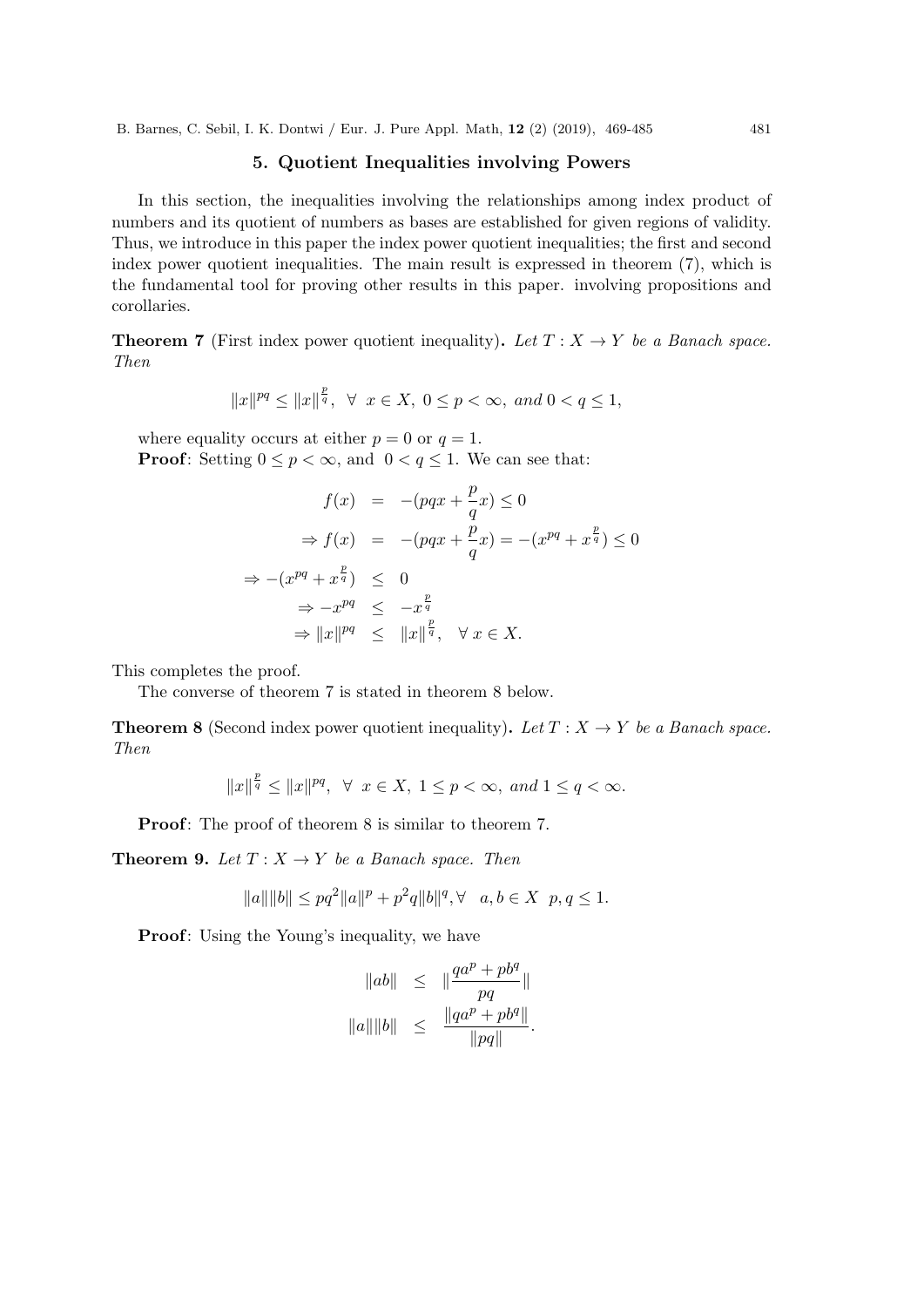## 5. Quotient Inequalities involving Powers

In this section, the inequalities involving the relationships among index product of numbers and its quotient of numbers as bases are established for given regions of validity. Thus, we introduce in this paper the index power quotient inequalities; the first and second index power quotient inequalities. The main result is expressed in theorem (7), which is the fundamental tool for proving other results in this paper. involving propositions and corollaries.

**Theorem 7** (First index power quotient inequality). *Let $T : X \to Y$ be a Banach space. Then*

$$\|x\|^{pq} \leq \|x\|^{\frac{p}{q}}, \ \forall \ x \in X, \ 0 \leq p < \infty, \ and \ 0 < q \leq 1,$$

where equality occurs at either $p = 0$ or $q = 1$.

**Proof**: Setting $0 \leq p < \infty$, and $0 < q \leq 1$. We can see that:

$$\begin{aligned}
f(x) &= -(pqx + \frac{p}{q}x) \leq 0 \\
\Rightarrow f(x) &= -(pqx + \frac{p}{q}x) = -(x^{pq} + x^{\frac{p}{q}}) \leq 0 \\
\Rightarrow -(x^{pq} + x^{\frac{p}{q}}) &\leq 0 \\
\Rightarrow -x^{pq} &\leq -x^{\frac{p}{q}} \\
\Rightarrow \|x\|^{pq} &\leq \|x\|^{\frac{p}{q}}, \quad \forall \ x \in X.
\end{aligned}$$

This completes the proof.

The converse of theorem 7 is stated in theorem 8 below.

**Theorem 8** (Second index power quotient inequality). *Let $T : X \to Y$ be a Banach space. Then*

$$\|x\|^{\frac{p}{q}} \leq \|x\|^{pq}, \ \forall \ x \in X, \ 1 \leq p < \infty, \ and \ 1 \leq q < \infty.$$

**Proof**: The proof of theorem 8 is similar to theorem 7.

**Theorem 9.** *Let $T : X \to Y$ be a Banach space. Then*

$$\|a\|\|b\| \leq pq^2\|a\|^p + p^2q\|b\|^q, \forall \ \ a, b \in X \ \ p, q \leq 1.$$

**Proof**: Using the Young's inequality, we have

$$\begin{aligned}
\|ab\| &\leq \|\frac{qa^p + pb^q}{pq}\| \\
\|a\|\|b\| &\leq \frac{\|qa^p + pb^q\|}{\|pq\|}.
\end{aligned}$$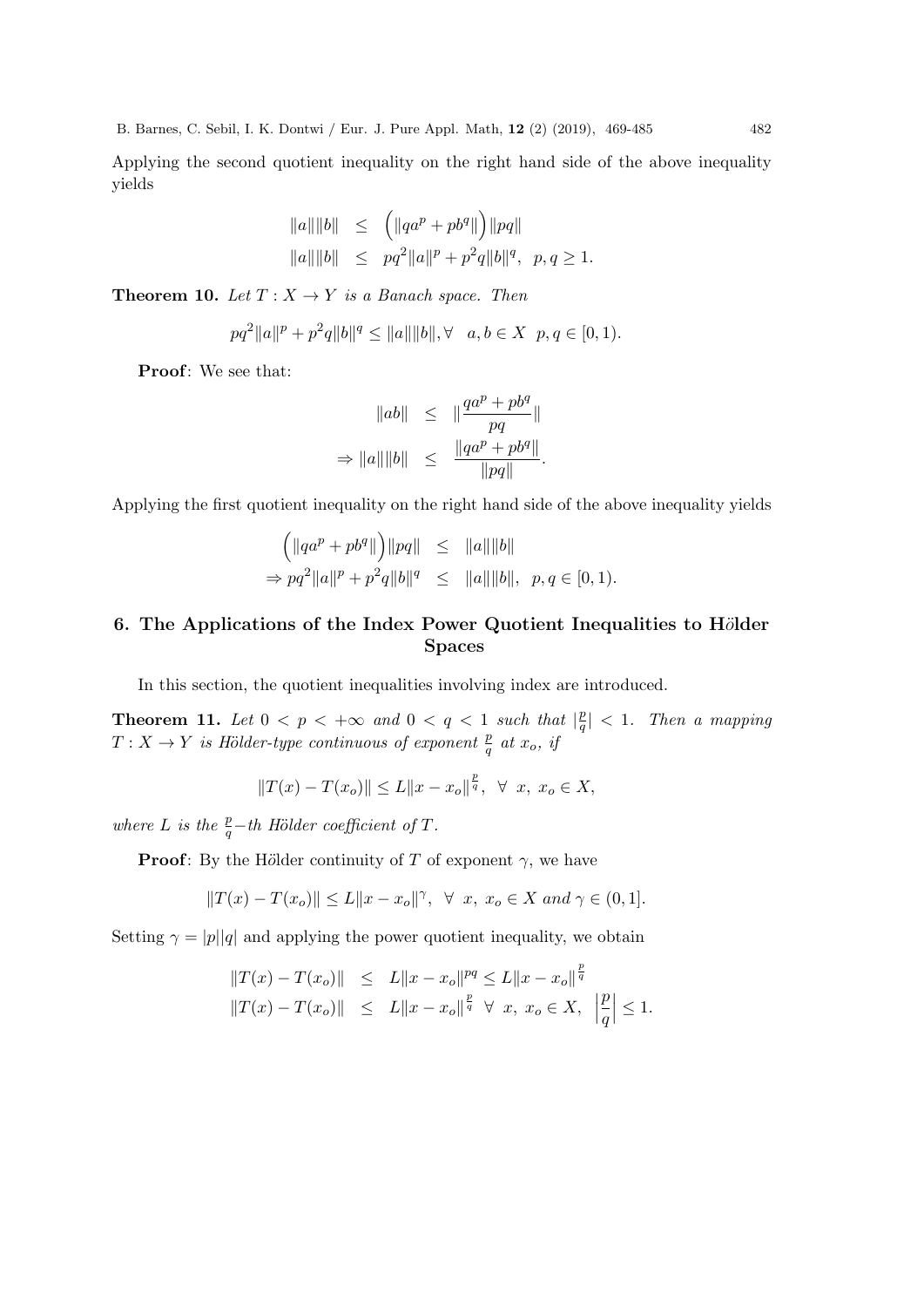Applying the second quotient inequality on the right hand side of the above inequality yields

$$
\begin{aligned}
\|a\|\|b\| &\leq \Big(\|qa^p + pb^q\|\Big)\|pq\| \\
\|a\|\|b\| &\leq pq^2\|a\|^p + p^2q\|b\|^q, \;\; p, q \geq 1.
\end{aligned}
$$

**Theorem 10.** *Let $T : X \to Y$ is a Banach space. Then*

$$
pq^2\|a\|^p + p^2q\|b\|^q \leq \|a\|\|b\|, \forall \;\; a, b \in X \;\; p, q \in [0, 1).
$$

**Proof**: We see that:

$$
\begin{aligned}
\|ab\| &\leq \|\frac{qa^p + pb^q}{pq}\| \\
\Rightarrow \|a\|\|b\| &\leq \frac{\|qa^p + pb^q\|}{\|pq\|}.
\end{aligned}
$$

Applying the first quotient inequality on the right hand side of the above inequality yields

$$
\begin{aligned}
\Big(\|qa^p + pb^q\|\Big)\|pq\| &\leq \|a\|\|b\| \\
\Rightarrow pq^2\|a\|^p + p^2q\|b\|^q &\leq \|a\|\|b\|, \;\; p, q \in [0, 1).
\end{aligned}
$$

## 6. The Applications of the Index Power Quotient Inequalities to Hölder Spaces

In this section, the quotient inequalities involving index are introduced.

**Theorem 11.** *Let $0 < p < +\infty$ and $0 < q < 1$ such that $|\frac{p}{q}| < 1$. Then a mapping $T : X \to Y$ is Hölder-type continuous of exponent $\frac{p}{q}$ at $x_o$, if*

$$
\|T(x) - T(x_o)\| \leq L\|x - x_o\|^{\frac{p}{q}}, \;\; \forall \;\; x, \; x_o \in X,
$$

*where $L$ is the $\frac{p}{q}$−th Hölder coefficient of $T$.*

**Proof**: By the Hölder continuity of $T$ of exponent $\gamma$, we have

$$
\|T(x) - T(x_o)\| \leq L\|x - x_o\|^{\gamma}, \;\; \forall \;\; x, \; x_o \in X \; and \; \gamma \in (0, 1].
$$

Setting $\gamma = |p||q|$ and applying the power quotient inequality, we obtain

$$
\begin{aligned}
\|T(x) - T(x_o)\| &\leq L\|x - x_o\|^{pq} \leq L\|x - x_o\|^{\frac{p}{q}} \\
\|T(x) - T(x_o)\| &\leq L\|x - x_o\|^{\frac{p}{q}} \;\; \forall \;\; x, \; x_o \in X, \;\; \left|\frac{p}{q}\right| \leq 1.
\end{aligned}
$$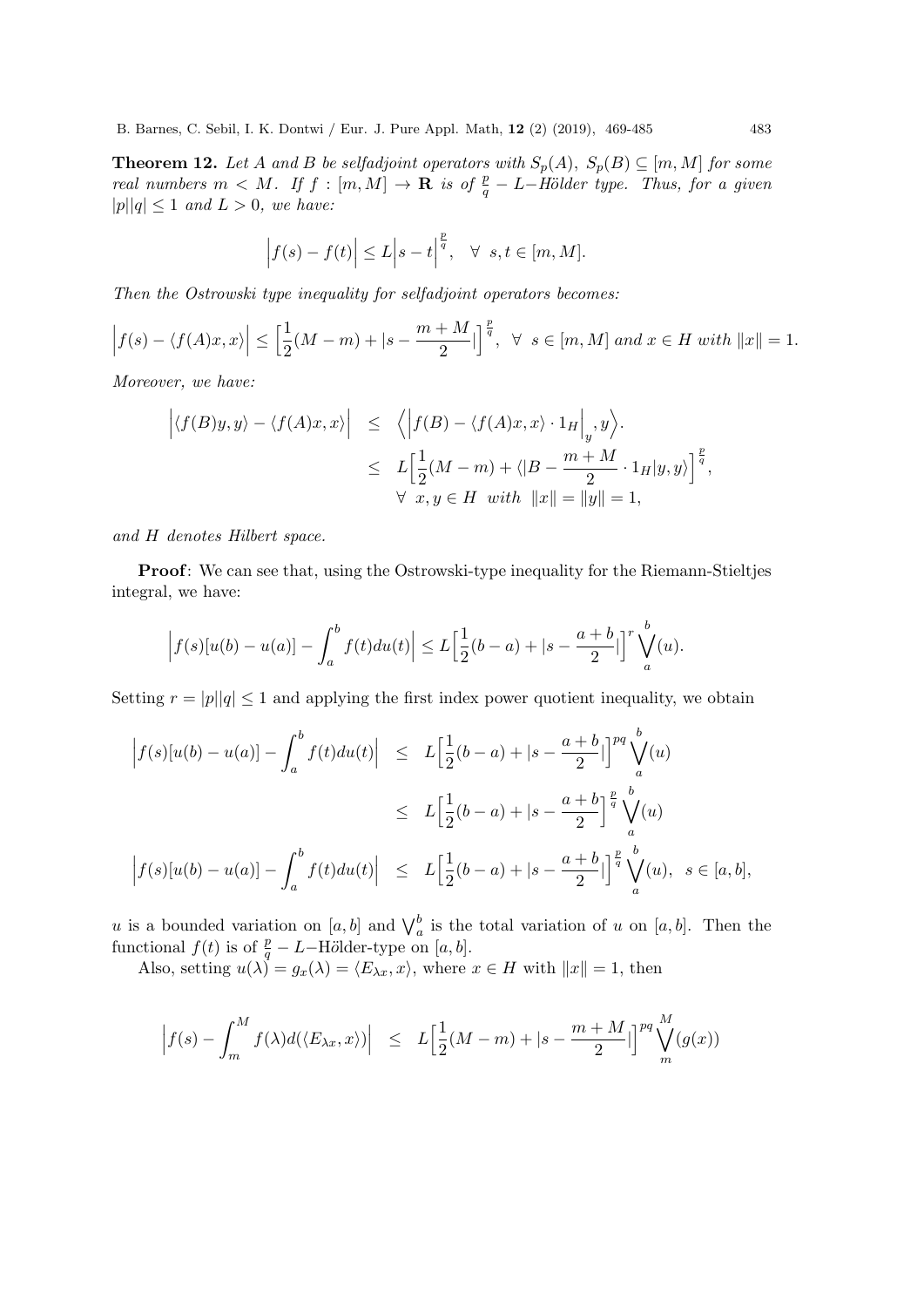**Theorem 12.** *Let $A$ and $B$ be selfadjoint operators with $S_p(A),\ S_p(B) \subseteq [m, M]$ for some real numbers $m < M$. If $f : [m, M] \to \mathbf{R}$ is of $\frac{p}{q} - L-$Hölder type. Thus, for a given $|p||q| \leq 1$ and $L > 0$, we have:*

$$\Big|f(s) - f(t)\Big| \leq L\Big|s - t\Big|^{\frac{p}{q}}, \quad \forall\ \ s, t \in [m, M].$$

*Then the Ostrowski type inequality for selfadjoint operators becomes:*

$$\Big|f(s) - \langle f(A)x, x\rangle\Big| \leq \Big[\frac{1}{2}(M - m) + |s - \frac{m + M}{2}|\Big]^{\frac{p}{q}}, \ \ \forall\ \ s \in [m, M] \text{ and } x \in H \text{ with } \|x\| = 1.$$

*Moreover, we have:*

$$\begin{aligned}
\Big|\langle f(B)y, y\rangle - \langle f(A)x, x\rangle\Big| &\leq \Big\langle \Big|f(B) - \langle f(A)x, x\rangle \cdot 1_H\Big|_y, y\Big\rangle. \\
&\leq L\Big[\frac{1}{2}(M - m) + \langle|B - \frac{m + M}{2} \cdot 1_H|y, y\rangle\Big]^{\frac{p}{q}}, \\
&\quad \forall\ \ x, y \in H \ \ with \ \ \|x\| = \|y\| = 1,
\end{aligned}$$

*and $H$ denotes Hilbert space.*

**Proof**: We can see that, using the Ostrowski-type inequality for the Riemann-Stieltjes integral, we have:

$$\Big|f(s)[u(b) - u(a)] - \int_a^b f(t)du(t)\Big| \leq L\Big[\frac{1}{2}(b - a) + |s - \frac{a + b}{2}|\Big]^r \bigvee_a^b(u).$$

Setting $r = |p||q| \leq 1$ and applying the first index power quotient inequality, we obtain

$$\begin{aligned}
\Big|f(s)[u(b) - u(a)] - \int_a^b f(t)du(t)\Big| &\leq L\Big[\frac{1}{2}(b - a) + |s - \frac{a + b}{2}|\Big]^{pq} \bigvee_a^b(u) \\
&\leq L\Big[\frac{1}{2}(b - a) + |s - \frac{a + b}{2}\Big]^{\frac{p}{q}} \bigvee_a^b(u) \\
\Big|f(s)[u(b) - u(a)] - \int_a^b f(t)du(t)\Big| &\leq L\Big[\frac{1}{2}(b - a) + |s - \frac{a + b}{2}|\Big]^{\frac{p}{q}} \bigvee_a^b(u), \ \ s \in [a, b],
\end{aligned}$$

$u$ is a bounded variation on $[a, b]$ and $\bigvee_a^b$ is the total variation of $u$ on $[a, b]$. Then the functional $f(t)$ is of $\frac{p}{q} - L-$Hölder-type on $[a, b]$.

Also, setting $u(\lambda) = g_x(\lambda) = \langle E_{\lambda x}, x\rangle$, where $x \in H$ with $\|x\| = 1$, then

$$\Big|f(s) - \int_m^M f(\lambda)d(\langle E_{\lambda x}, x\rangle)\Big| \ \ \leq \ \ L\Big[\frac{1}{2}(M - m) + |s - \frac{m + M}{2}|\Big]^{pq} \bigvee_m^M(g(x))$$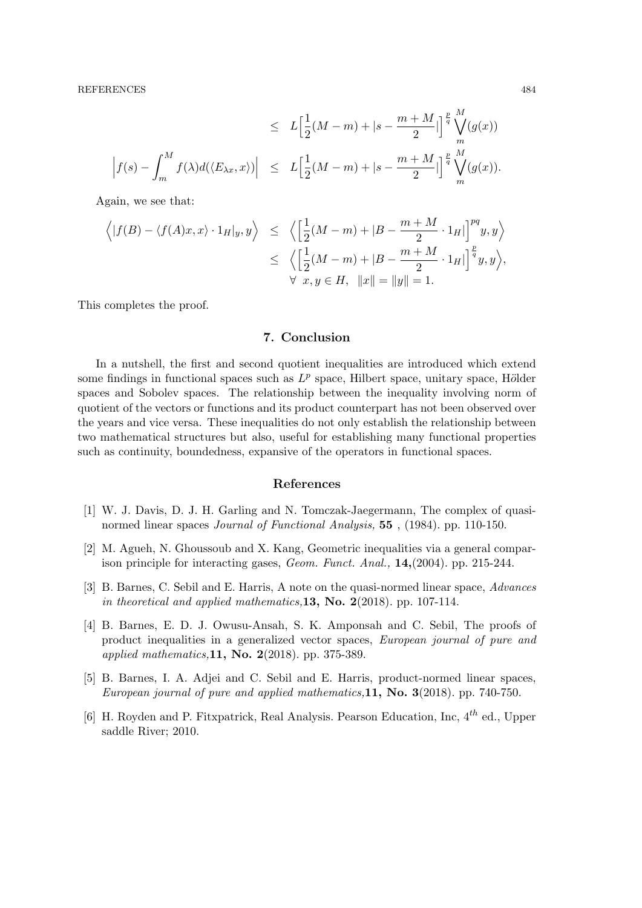$$
\begin{aligned}
&\leq L\Big[\frac{1}{2}(M-m)+|s-\frac{m+M}{2}|\Big]^{\frac{p}{q}}\bigvee_{m}^{M}(g(x)) \\
\Big|f(s)-\int_{m}^{M}f(\lambda)d(\langle E_{\lambda x},x\rangle)\Big| &\leq L\Big[\frac{1}{2}(M-m)+|s-\frac{m+M}{2}|\Big]^{\frac{p}{q}}\bigvee_{m}^{M}(g(x)).
\end{aligned}
$$

Again, we see that:

$$
\begin{aligned}
\Big\langle |f(B)-\langle f(A)x,x\rangle\cdot 1_H|_y, y\Big\rangle &\leq \Big\langle \Big[\frac{1}{2}(M-m)+|B-\frac{m+M}{2}\cdot 1_H|\Big]^{pq}y,y\Big\rangle \\
&\leq \Big\langle \Big[\frac{1}{2}(M-m)+|B-\frac{m+M}{2}\cdot 1_H|\Big]^{\frac{p}{q}}y,y\Big\rangle, \\
&\quad \forall\ x,y\in H,\ \ \|x\|=\|y\|=1.
\end{aligned}
$$

This completes the proof.

## 7. Conclusion

In a nutshell, the first and second quotient inequalities are introduced which extend some findings in functional spaces such as $L^p$ space, Hilbert space, unitary space, Hölder spaces and Sobolev spaces. The relationship between the inequality involving norm of quotient of the vectors or functions and its product counterpart has not been observed over the years and vice versa. These inequalities do not only establish the relationship between two mathematical structures but also, useful for establishing many functional properties such as continuity, boundedness, expansive of the operators in functional spaces.

## References

[1] W. J. Davis, D. J. H. Garling and N. Tomczak-Jaegermann, The complex of quasi-normed linear spaces *Journal of Functional Analysis,* **55** , (1984). pp. 110-150.

[2] M. Agueh, N. Ghoussoub and X. Kang, Geometric inequalities via a general comparison principle for interacting gases, *Geom. Funct. Anal.,* **14,**(2004). pp. 215-244.

[3] B. Barnes, C. Sebil and E. Harris, A note on the quasi-normed linear space, *Advances in theoretical and applied mathematics,***13, No. 2**(2018). pp. 107-114.

[4] B. Barnes, E. D. J. Owusu-Ansah, S. K. Amponsah and C. Sebil, The proofs of product inequalities in a generalized vector spaces, *European journal of pure and applied mathematics,***11, No. 2**(2018). pp. 375-389.

[5] B. Barnes, I. A. Adjei and C. Sebil and E. Harris, product-normed linear spaces, *European journal of pure and applied mathematics,***11, No. 3**(2018). pp. 740-750.

[6] H. Royden and P. Fitxpatrick, Real Analysis. Pearson Education, Inc, $4^{th}$ ed., Upper saddle River; 2010.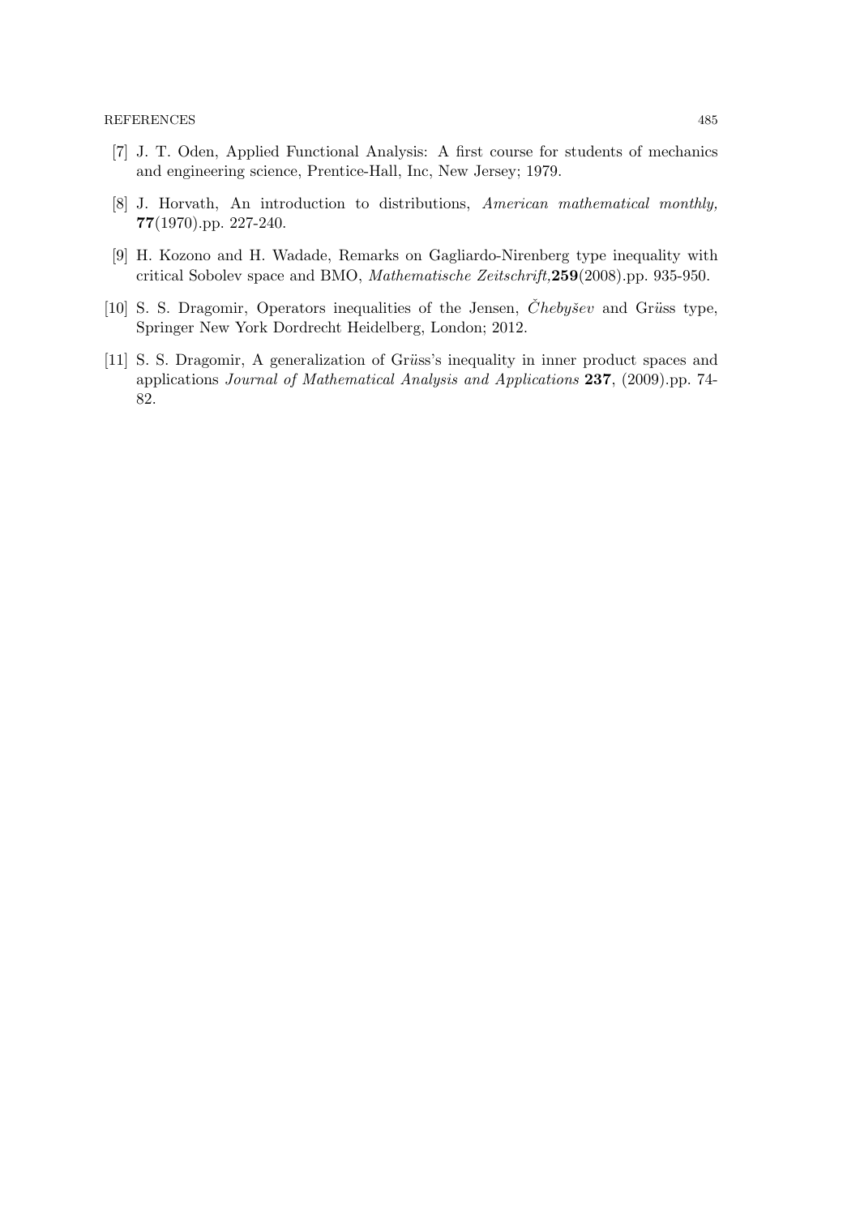[7] J. T. Oden, Applied Functional Analysis: A first course for students of mechanics and engineering science, Prentice-Hall, Inc, New Jersey; 1979.

[8] J. Horvath, An introduction to distributions, *American mathematical monthly,* **77**(1970).pp. 227-240.

[9] H. Kozono and H. Wadade, Remarks on Gagliardo-Nirenberg type inequality with critical Sobolev space and BMO, *Mathematische Zeitschrift,* **259**(2008).pp. 935-950.

[10] S. S. Dragomir, Operators inequalities of the Jensen, *Čhebyšev* and Grüss type, Springer New York Dordrecht Heidelberg, London; 2012.

[11] S. S. Dragomir, A generalization of Grüss's inequality in inner product spaces and applications *Journal of Mathematical Analysis and Applications* **237**, (2009).pp. 74-82.